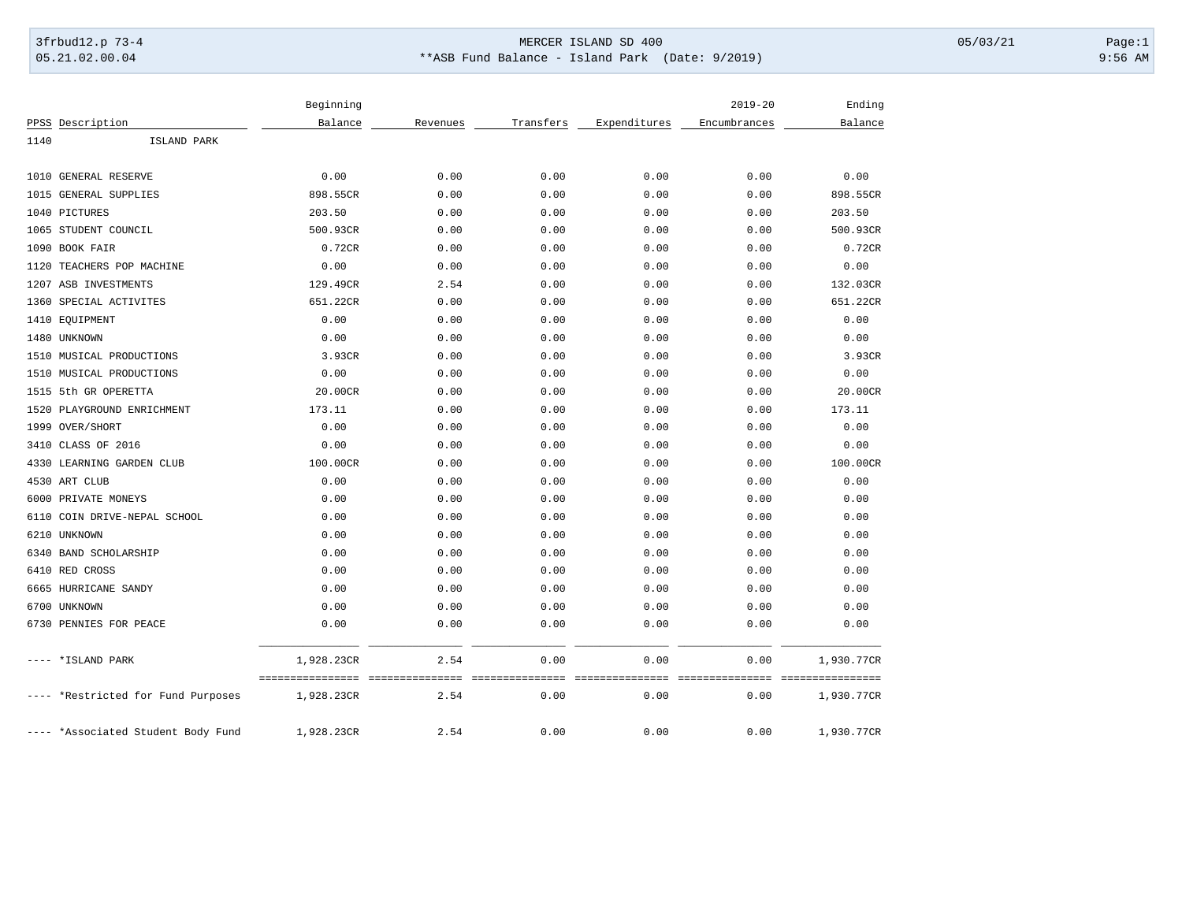3frbud12.p 73-4 MERCER ISLAND SD 400 05/03/21 Page:1
05.21.02.00.04 **ASB Fund Balance - Island Park (Date: 9/2019) 9:56 AM

| PPSS | Description | Beginning Balance | Revenues | Transfers | Expenditures | 2019-20 Encumbrances | Ending Balance |
|---|---|---|---|---|---|---|---|
| 1140 | ISLAND PARK | | | | | | |
| 1010 | GENERAL RESERVE | 0.00 | 0.00 | 0.00 | 0.00 | 0.00 | 0.00 |
| 1015 | GENERAL SUPPLIES | 898.55CR | 0.00 | 0.00 | 0.00 | 0.00 | 898.55CR |
| 1040 | PICTURES | 203.50 | 0.00 | 0.00 | 0.00 | 0.00 | 203.50 |
| 1065 | STUDENT COUNCIL | 500.93CR | 0.00 | 0.00 | 0.00 | 0.00 | 500.93CR |
| 1090 | BOOK FAIR | 0.72CR | 0.00 | 0.00 | 0.00 | 0.00 | 0.72CR |
| 1120 | TEACHERS POP MACHINE | 0.00 | 0.00 | 0.00 | 0.00 | 0.00 | 0.00 |
| 1207 | ASB INVESTMENTS | 129.49CR | 2.54 | 0.00 | 0.00 | 0.00 | 132.03CR |
| 1360 | SPECIAL ACTIVITES | 651.22CR | 0.00 | 0.00 | 0.00 | 0.00 | 651.22CR |
| 1410 | EQUIPMENT | 0.00 | 0.00 | 0.00 | 0.00 | 0.00 | 0.00 |
| 1480 | UNKNOWN | 0.00 | 0.00 | 0.00 | 0.00 | 0.00 | 0.00 |
| 1510 | MUSICAL PRODUCTIONS | 3.93CR | 0.00 | 0.00 | 0.00 | 0.00 | 3.93CR |
| 1510 | MUSICAL PRODUCTIONS | 0.00 | 0.00 | 0.00 | 0.00 | 0.00 | 0.00 |
| 1515 | 5th GR OPERETTA | 20.00CR | 0.00 | 0.00 | 0.00 | 0.00 | 20.00CR |
| 1520 | PLAYGROUND ENRICHMENT | 173.11 | 0.00 | 0.00 | 0.00 | 0.00 | 173.11 |
| 1999 | OVER/SHORT | 0.00 | 0.00 | 0.00 | 0.00 | 0.00 | 0.00 |
| 3410 | CLASS OF 2016 | 0.00 | 0.00 | 0.00 | 0.00 | 0.00 | 0.00 |
| 4330 | LEARNING GARDEN CLUB | 100.00CR | 0.00 | 0.00 | 0.00 | 0.00 | 100.00CR |
| 4530 | ART CLUB | 0.00 | 0.00 | 0.00 | 0.00 | 0.00 | 0.00 |
| 6000 | PRIVATE MONEYS | 0.00 | 0.00 | 0.00 | 0.00 | 0.00 | 0.00 |
| 6110 | COIN DRIVE-NEPAL SCHOOL | 0.00 | 0.00 | 0.00 | 0.00 | 0.00 | 0.00 |
| 6210 | UNKNOWN | 0.00 | 0.00 | 0.00 | 0.00 | 0.00 | 0.00 |
| 6340 | BAND SCHOLARSHIP | 0.00 | 0.00 | 0.00 | 0.00 | 0.00 | 0.00 |
| 6410 | RED CROSS | 0.00 | 0.00 | 0.00 | 0.00 | 0.00 | 0.00 |
| 6665 | HURRICANE SANDY | 0.00 | 0.00 | 0.00 | 0.00 | 0.00 | 0.00 |
| 6700 | UNKNOWN | 0.00 | 0.00 | 0.00 | 0.00 | 0.00 | 0.00 |
| 6730 | PENNIES FOR PEACE | 0.00 | 0.00 | 0.00 | 0.00 | 0.00 | 0.00 |
| ---- | *ISLAND PARK | 1,928.23CR | 2.54 | 0.00 | 0.00 | 0.00 | 1,930.77CR |
| ---- | *Restricted for Fund Purposes | 1,928.23CR | 2.54 | 0.00 | 0.00 | 0.00 | 1,930.77CR |
| ---- | *Associated Student Body Fund | 1,928.23CR | 2.54 | 0.00 | 0.00 | 0.00 | 1,930.77CR |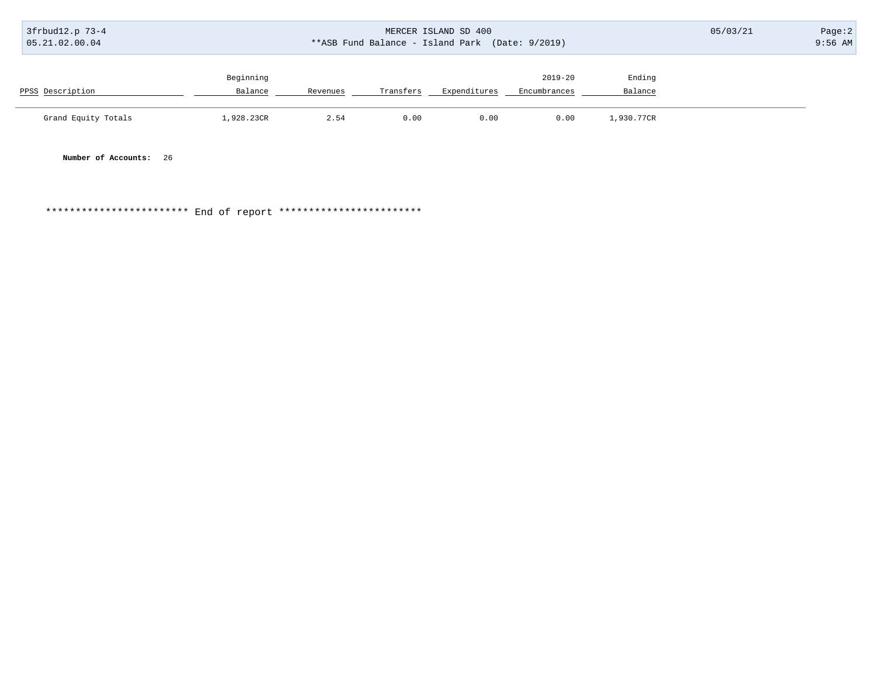| PPSS | Description | Beginning Balance | Revenues | Transfers | Expenditures | 2019-20 Encumbrances | Ending Balance |
|---|---|---|---|---|---|---|---|
| | Grand Equity Totals | 1,928.23CR | 2.54 | 0.00 | 0.00 | 0.00 | 1,930.77CR |

**Number of Accounts:** 26

************************ End of report ************************